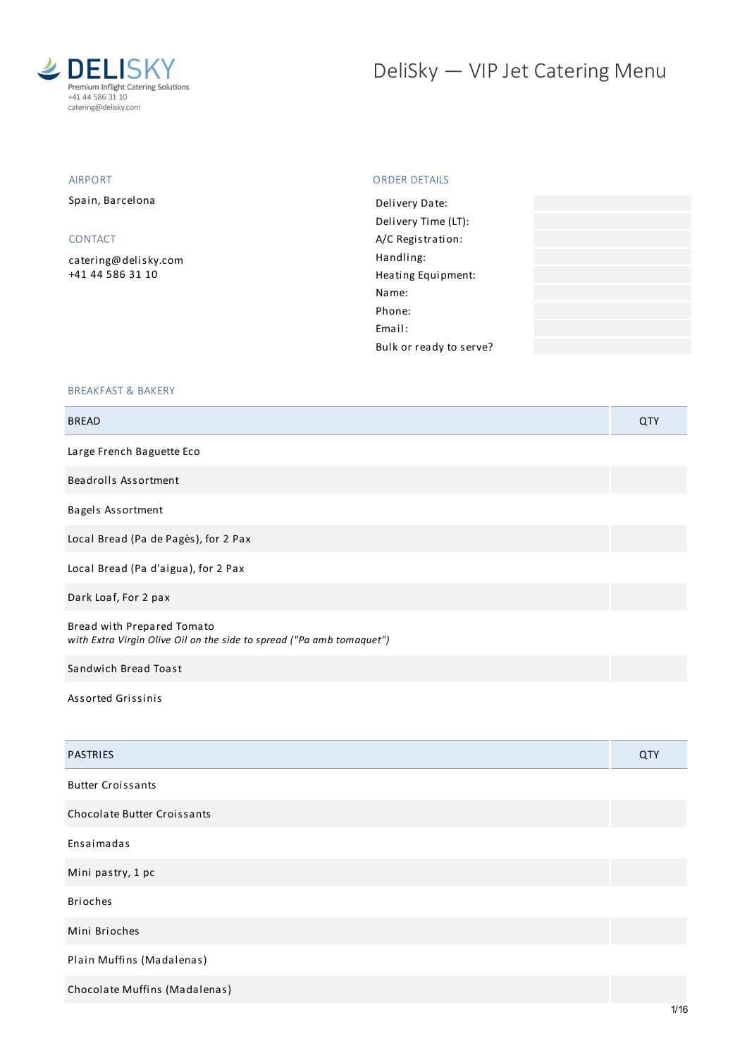**DELISKY**
Premium Inflight Catering Solutions
+41 44 586 31 10
catering@delisky.com

# DeliSky — VIP Jet Catering Menu

## AIRPORT

Spain, Barcelona

## CONTACT

catering@delisky.com
+41 44 586 31 10

## ORDER DETAILS

| | |
|---|---|
| Delivery Date: | |
| Delivery Time (LT): | |
| A/C Registration: | |
| Handling: | |
| Heating Equipment: | |
| Name: | |
| Phone: | |
| Email: | |
| Bulk or ready to serve? | |

## BREAKFAST & BAKERY

| BREAD | QTY |
|---|---|
| Large French Baguette Eco | |
| Beadrolls Assortment | |
| Bagels Assortment | |
| Local Bread (Pa de Pagès), for 2 Pax | |
| Local Bread (Pa d'aigua), for 2 Pax | |
| Dark Loaf, For 2 pax | |
| Bread with Prepared Tomato<br>*with Extra Virgin Olive Oil on the side to spread ("Pa amb tomaquet")* | |
| Sandwich Bread Toast | |
| Assorted Grissinis | |

| PASTRIES | QTY |
|---|---|
| Butter Croissants | |
| Chocolate Butter Croissants | |
| Ensaimadas | |
| Mini pastry, 1 pc | |
| Brioches | |
| Mini Brioches | |
| Plain Muffins (Madalenas) | |
| Chocolate Muffins (Madalenas) | |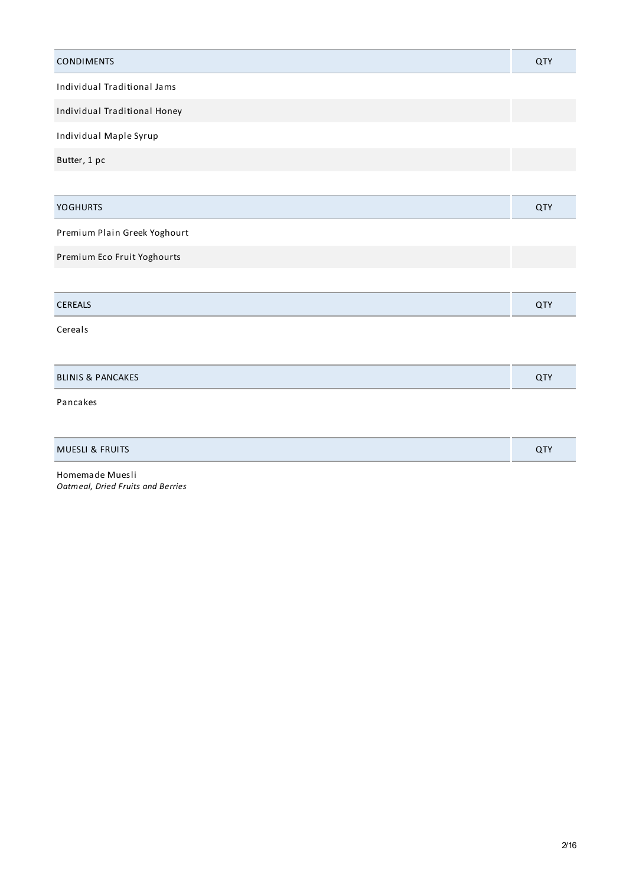| CONDIMENTS | QTY |
| --- | --- |
| Individual Traditional Jams | |
| Individual Traditional Honey | |
| Individual Maple Syrup | |
| Butter, 1 pc | |

| YOGHURTS | QTY |
| --- | --- |
| Premium Plain Greek Yoghourt | |
| Premium Eco Fruit Yoghourts | |

| CEREALS | QTY |
| --- | --- |
| Cereals | |

| BLINIS & PANCAKES | QTY |
| --- | --- |
| Pancakes | |

| MUESLI & FRUITS | QTY |
| --- | --- |
| Homemade Muesli<br>*Oatmeal, Dried Fruits and Berries* | |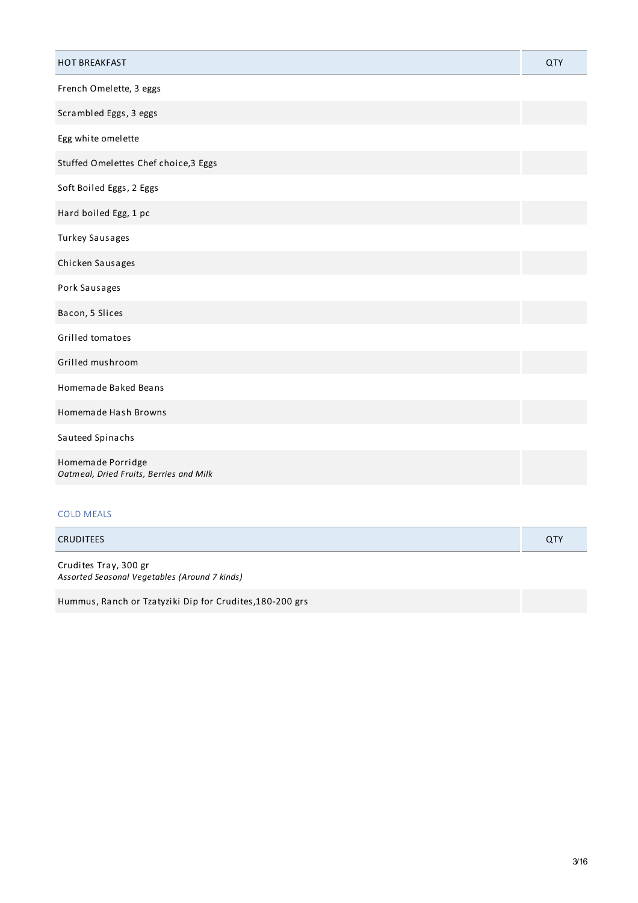| HOT BREAKFAST | QTY |
|---|---|
| French Omelette, 3 eggs | |
| Scrambled Eggs, 3 eggs | |
| Egg white omelette | |
| Stuffed Omelettes Chef choice,3 Eggs | |
| Soft Boiled Eggs, 2 Eggs | |
| Hard boiled Egg, 1 pc | |
| Turkey Sausages | |
| Chicken Sausages | |
| Pork Sausages | |
| Bacon, 5 Slices | |
| Grilled tomatoes | |
| Grilled mushroom | |
| Homemade Baked Beans | |
| Homemade Hash Browns | |
| Sauteed Spinachs | |
| Homemade Porridge<br>*Oatmeal, Dried Fruits, Berries and Milk* | |

## COLD MEALS

| CRUDITEES | QTY |
|---|---|
| Crudites Tray, 300 gr<br>*Assorted Seasonal Vegetables (Around 7 kinds)* | |
| Hummus, Ranch or Tzatyziki Dip for Crudites,180-200 grs | |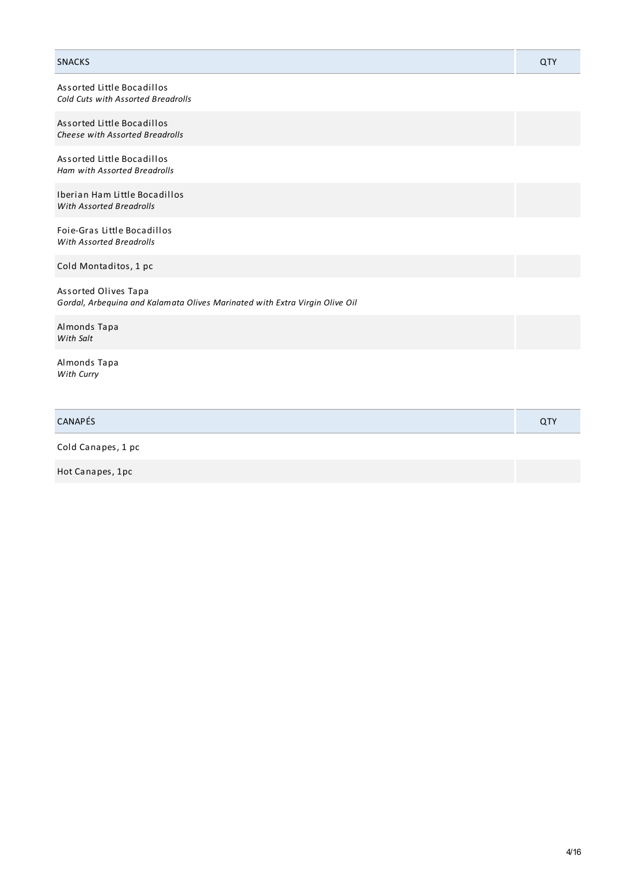| SNACKS | QTY |
| --- | --- |
| Assorted Little Bocadillos<br>*Cold Cuts with Assorted Breadrolls* | |
| Assorted Little Bocadillos<br>*Cheese with Assorted Breadrolls* | |
| Assorted Little Bocadillos<br>*Ham with Assorted Breadrolls* | |
| Iberian Ham Little Bocadillos<br>*With Assorted Breadrolls* | |
| Foie-Gras Little Bocadillos<br>*With Assorted Breadrolls* | |
| Cold Montaditos, 1 pc | |
| Assorted Olives Tapa<br>*Gordal, Arbequina and Kalamata Olives Marinated with Extra Virgin Olive Oil* | |
| Almonds Tapa<br>*With Salt* | |
| Almonds Tapa<br>*With Curry* | |

| CANAPÉS | QTY |
| --- | --- |
| Cold Canapes, 1 pc | |
| Hot Canapes, 1pc | |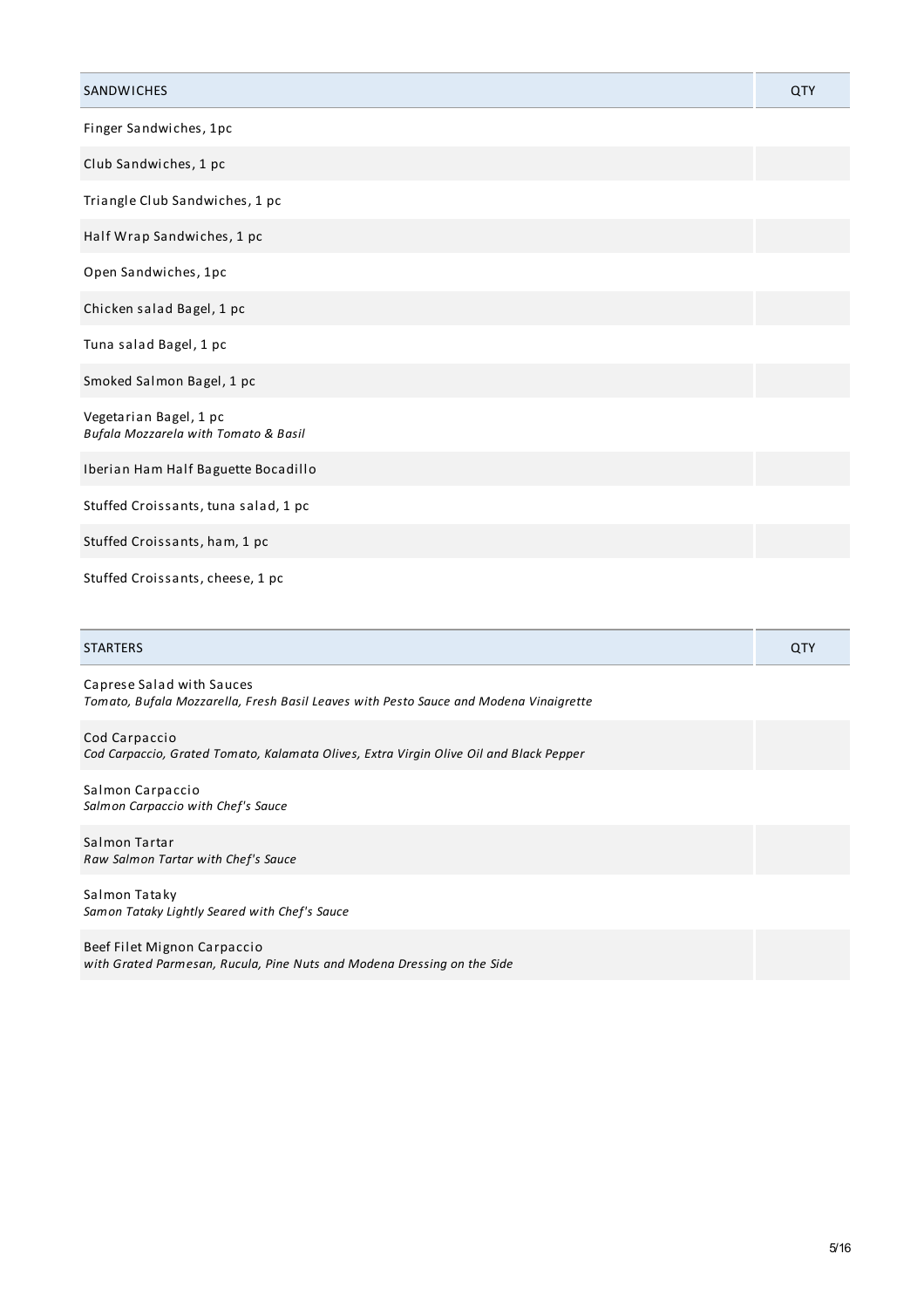| SANDWICHES | QTY |
| --- | --- |
| Finger Sandwiches, 1pc | |
| Club Sandwiches, 1 pc | |
| Triangle Club Sandwiches, 1 pc | |
| Half Wrap Sandwiches, 1 pc | |
| Open Sandwiches, 1pc | |
| Chicken salad Bagel, 1 pc | |
| Tuna salad Bagel, 1 pc | |
| Smoked Salmon Bagel, 1 pc | |
| Vegetarian Bagel, 1 pc<br>*Bufala Mozzarela with Tomato & Basil* | |
| Iberian Ham Half Baguette Bocadillo | |
| Stuffed Croissants, tuna salad, 1 pc | |
| Stuffed Croissants, ham, 1 pc | |
| Stuffed Croissants, cheese, 1 pc | |

| STARTERS | QTY |
| --- | --- |
| Caprese Salad with Sauces<br>*Tomato, Bufala Mozzarella, Fresh Basil Leaves with Pesto Sauce and Modena Vinaigrette* | |
| Cod Carpaccio<br>*Cod Carpaccio, Grated Tomato, Kalamata Olives, Extra Virgin Olive Oil and Black Pepper* | |
| Salmon Carpaccio<br>*Salmon Carpaccio with Chef's Sauce* | |
| Salmon Tartar<br>*Raw Salmon Tartar with Chef's Sauce* | |
| Salmon Tataky<br>*Samon Tataky Lightly Seared with Chef's Sauce* | |
| Beef Filet Mignon Carpaccio<br>*with Grated Parmesan, Rucula, Pine Nuts and Modena Dressing on the Side* | |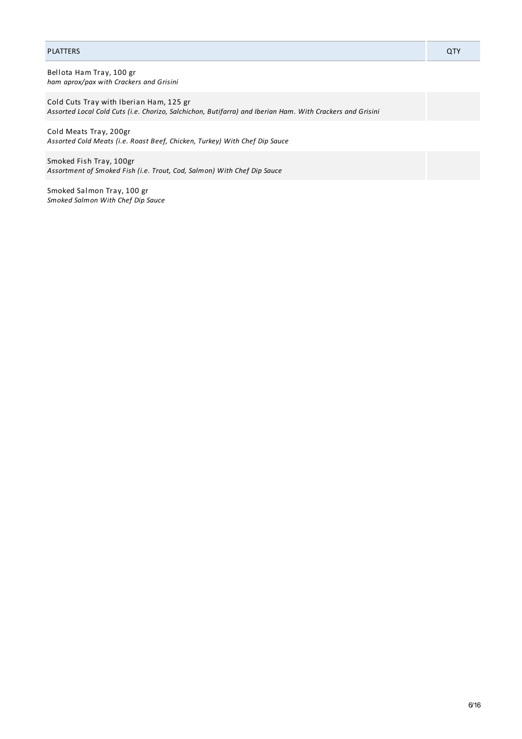| PLATTERS | QTY |
| --- | --- |
| Bellota Ham Tray, 100 gr<br>*ham aprox/pax with Crackers and Grisini* | |
| Cold Cuts Tray with Iberian Ham, 125 gr<br>*Assorted Local Cold Cuts (i.e. Chorizo, Salchichon, Butifarra) and Iberian Ham. With Crackers and Grisini* | |
| Cold Meats Tray, 200gr<br>*Assorted Cold Meats (i.e. Roast Beef, Chicken, Turkey) With Chef Dip Sauce* | |
| Smoked Fish Tray, 100gr<br>*Assortment of Smoked Fish (i.e. Trout, Cod, Salmon) With Chef Dip Sauce* | |
| Smoked Salmon Tray, 100 gr<br>*Smoked Salmon With Chef Dip Sauce* | |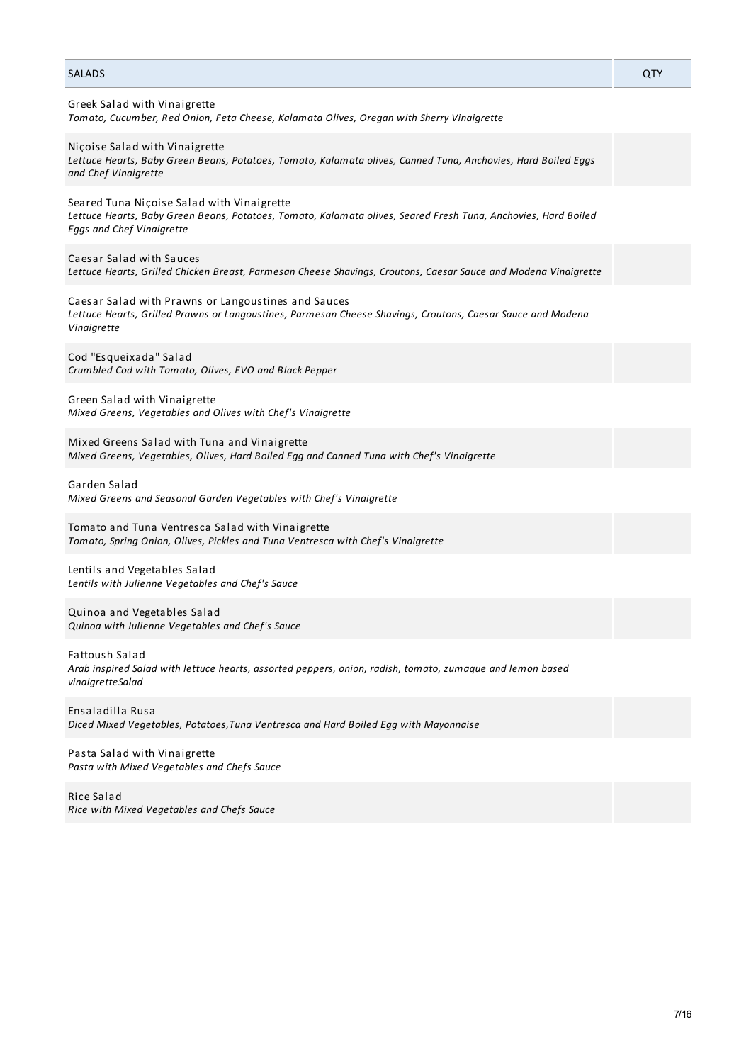| SALADS | QTY |
| --- | --- |
| Greek Salad with Vinaigrette<br>*Tomato, Cucumber, Red Onion, Feta Cheese, Kalamata Olives, Oregan with Sherry Vinaigrette* | |
| Niçoise Salad with Vinaigrette<br>*Lettuce Hearts, Baby Green Beans, Potatoes, Tomato, Kalamata olives, Canned Tuna, Anchovies, Hard Boiled Eggs and Chef Vinaigrette* | |
| Seared Tuna Niçoise Salad with Vinaigrette<br>*Lettuce Hearts, Baby Green Beans, Potatoes, Tomato, Kalamata olives, Seared Fresh Tuna, Anchovies, Hard Boiled Eggs and Chef Vinaigrette* | |
| Caesar Salad with Sauces<br>*Lettuce Hearts, Grilled Chicken Breast, Parmesan Cheese Shavings, Croutons, Caesar Sauce and Modena Vinaigrette* | |
| Caesar Salad with Prawns or Langoustines and Sauces<br>*Lettuce Hearts, Grilled Prawns or Langoustines, Parmesan Cheese Shavings, Croutons, Caesar Sauce and Modena Vinaigrette* | |
| Cod "Esqueixada" Salad<br>*Crumbled Cod with Tomato, Olives, EVO and Black Pepper* | |
| Green Salad with Vinaigrette<br>*Mixed Greens, Vegetables and Olives with Chef's Vinaigrette* | |
| Mixed Greens Salad with Tuna and Vinaigrette<br>*Mixed Greens, Vegetables, Olives, Hard Boiled Egg and Canned Tuna with Chef's Vinaigrette* | |
| Garden Salad<br>*Mixed Greens and Seasonal Garden Vegetables with Chef's Vinaigrette* | |
| Tomato and Tuna Ventresca Salad with Vinaigrette<br>*Tomato, Spring Onion, Olives, Pickles and Tuna Ventresca with Chef's Vinaigrette* | |
| Lentils and Vegetables Salad<br>*Lentils with Julienne Vegetables and Chef's Sauce* | |
| Quinoa and Vegetables Salad<br>*Quinoa with Julienne Vegetables and Chef's Sauce* | |
| Fattoush Salad<br>*Arab inspired Salad with lettuce hearts, assorted peppers, onion, radish, tomato, zumaque and lemon based vinaigretteSalad* | |
| Ensaladilla Rusa<br>*Diced Mixed Vegetables, Potatoes,Tuna Ventresca and Hard Boiled Egg with Mayonnaise* | |
| Pasta Salad with Vinaigrette<br>*Pasta with Mixed Vegetables and Chefs Sauce* | |
| Rice Salad<br>*Rice with Mixed Vegetables and Chefs Sauce* | |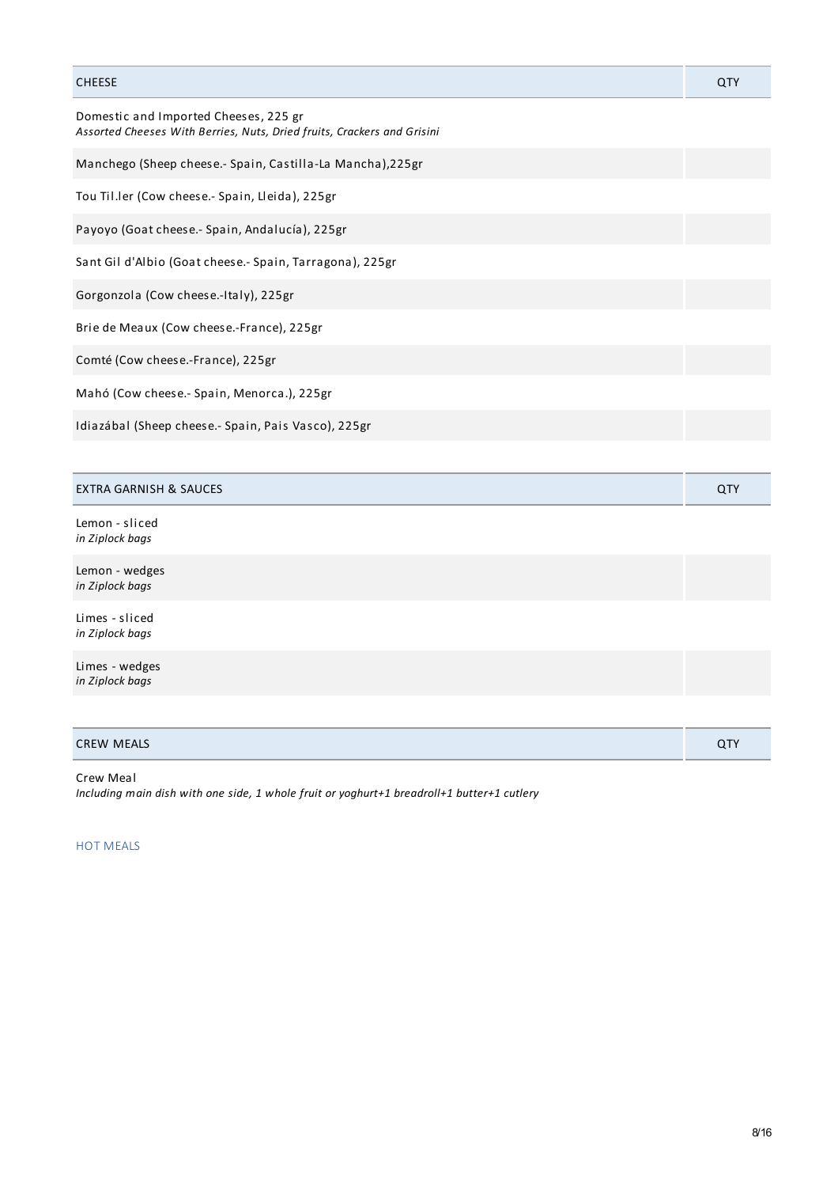| CHEESE | QTY |
| --- | --- |
| Domestic and Imported Cheeses, 225 gr<br>*Assorted Cheeses With Berries, Nuts, Dried fruits, Crackers and Grisini* | |
| Manchego (Sheep cheese.- Spain, Castilla-La Mancha),225gr | |
| Tou Til.ler (Cow cheese.- Spain, Lleida), 225gr | |
| Payoyo (Goat cheese.- Spain, Andalucía), 225gr | |
| Sant Gil d'Albio (Goat cheese.- Spain, Tarragona), 225gr | |
| Gorgonzola (Cow cheese.-Italy), 225gr | |
| Brie de Meaux (Cow cheese.-France), 225gr | |
| Comté (Cow cheese.-France), 225gr | |
| Mahó (Cow cheese.- Spain, Menorca.), 225gr | |
| Idiazábal (Sheep cheese.- Spain, Pais Vasco), 225gr | |

| EXTRA GARNISH & SAUCES | QTY |
| --- | --- |
| Lemon - sliced<br>*in Ziplock bags* | |
| Lemon - wedges<br>*in Ziplock bags* | |
| Limes - sliced<br>*in Ziplock bags* | |
| Limes - wedges<br>*in Ziplock bags* | |

| CREW MEALS | QTY |
| --- | --- |
| Crew Meal<br>*Including main dish with one side, 1 whole fruit or yoghurt+1 breadroll+1 butter+1 cutlery* | |

HOT MEALS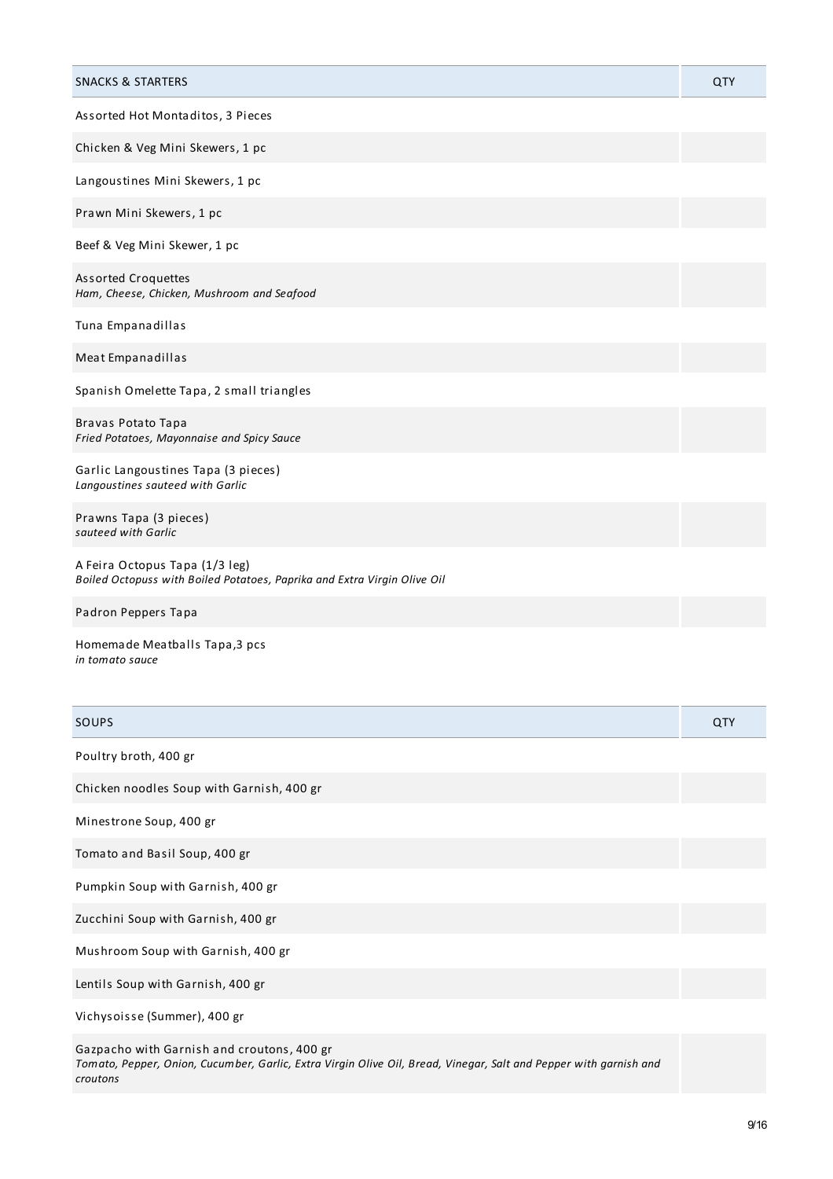| SNACKS & STARTERS | QTY |
|---|---|
| Assorted Hot Montaditos, 3 Pieces | |
| Chicken & Veg Mini Skewers, 1 pc | |
| Langoustines Mini Skewers, 1 pc | |
| Prawn Mini Skewers, 1 pc | |
| Beef & Veg Mini Skewer, 1 pc | |
| Assorted Croquettes<br>*Ham, Cheese, Chicken, Mushroom and Seafood* | |
| Tuna Empanadillas | |
| Meat Empanadillas | |
| Spanish Omelette Tapa, 2 small triangles | |
| Bravas Potato Tapa<br>*Fried Potatoes, Mayonnaise and Spicy Sauce* | |
| Garlic Langoustines Tapa (3 pieces)<br>*Langoustines sauteed with Garlic* | |
| Prawns Tapa (3 pieces)<br>*sauteed with Garlic* | |
| A Feira Octopus Tapa (1/3 leg)<br>*Boiled Octopuss with Boiled Potatoes, Paprika and Extra Virgin Olive Oil* | |
| Padron Peppers Tapa | |
| Homemade Meatballs Tapa,3 pcs<br>*in tomato sauce* | |

| SOUPS | QTY |
|---|---|
| Poultry broth, 400 gr | |
| Chicken noodles Soup with Garnish, 400 gr | |
| Minestrone Soup, 400 gr | |
| Tomato and Basil Soup, 400 gr | |
| Pumpkin Soup with Garnish, 400 gr | |
| Zucchini Soup with Garnish, 400 gr | |
| Mushroom Soup with Garnish, 400 gr | |
| Lentils Soup with Garnish, 400 gr | |
| Vichysoisse (Summer), 400 gr | |
| Gazpacho with Garnish and croutons, 400 gr<br>*Tomato, Pepper, Onion, Cucumber, Garlic, Extra Virgin Olive Oil, Bread, Vinegar, Salt and Pepper with garnish and croutons* | |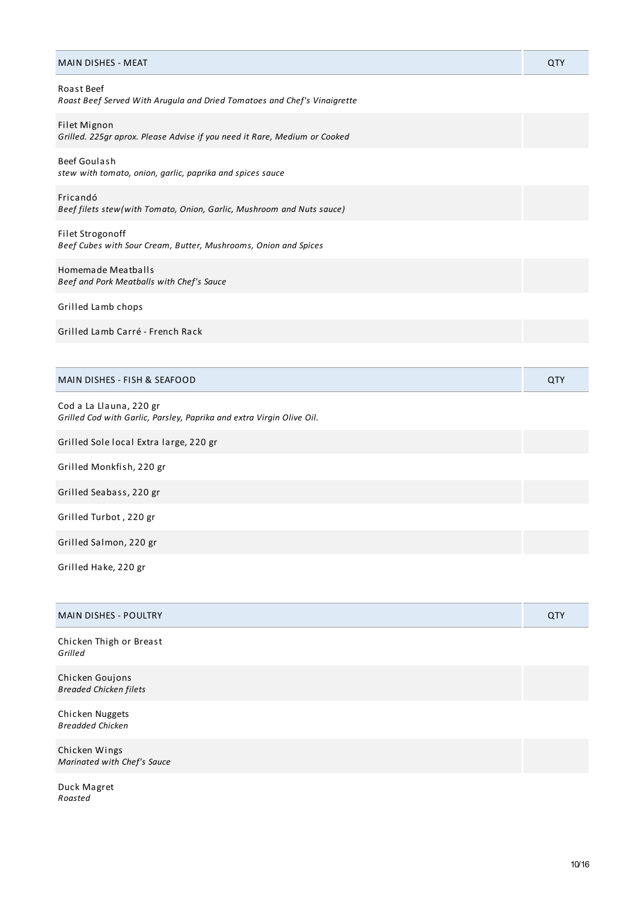| MAIN DISHES - MEAT | QTY |
| --- | --- |
| Roast Beef<br>*Roast Beef Served With Arugula and Dried Tomatoes and Chef's Vinaigrette* | |
| Filet Mignon<br>*Grilled. 225gr aprox. Please Advise if you need it Rare, Medium or Cooked* | |
| Beef Goulash<br>*stew with tomato, onion, garlic, paprika and spices sauce* | |
| Fricandó<br>*Beef filets stew(with Tomato, Onion, Garlic, Mushroom and Nuts sauce)* | |
| Filet Strogonoff<br>*Beef Cubes with Sour Cream, Butter, Mushrooms, Onion and Spices* | |
| Homemade Meatballs<br>*Beef and Pork Meatballs with Chef's Sauce* | |
| Grilled Lamb chops | |
| Grilled Lamb Carré - French Rack | |

| MAIN DISHES - FISH & SEAFOOD | QTY |
| --- | --- |
| Cod a La Llauna, 220 gr<br>*Grilled Cod with Garlic, Parsley, Paprika and extra Virgin Olive Oil.* | |
| Grilled Sole local Extra large, 220 gr | |
| Grilled Monkfish, 220 gr | |
| Grilled Seabass, 220 gr | |
| Grilled Turbot , 220 gr | |
| Grilled Salmon, 220 gr | |
| Grilled Hake, 220 gr | |

| MAIN DISHES - POULTRY | QTY |
| --- | --- |
| Chicken Thigh or Breast<br>*Grilled* | |
| Chicken Goujons<br>*Breaded Chicken filets* | |
| Chicken Nuggets<br>*Breadded Chicken* | |
| Chicken Wings<br>*Marinated with Chef's Sauce* | |
| Duck Magret<br>*Roasted* | |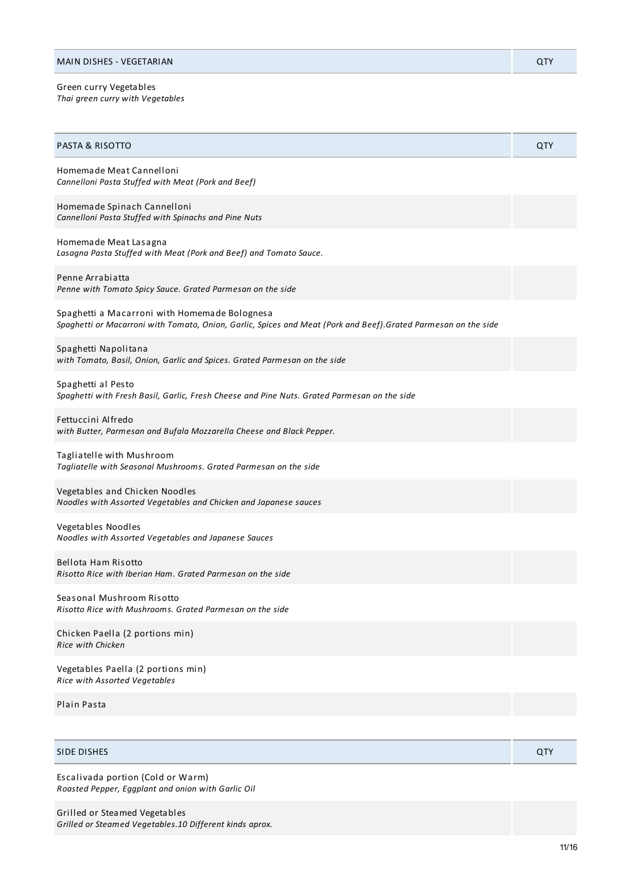| MAIN DISHES - VEGETARIAN | QTY |
| --- | --- |
| Green curry Vegetables<br>*Thai green curry with Vegetables* | |

| PASTA & RISOTTO | QTY |
| --- | --- |
| Homemade Meat Cannelloni<br>*Cannelloni Pasta Stuffed with Meat (Pork and Beef)* | |
| Homemade Spinach Cannelloni<br>*Cannelloni Pasta Stuffed with Spinachs and Pine Nuts* | |
| Homemade Meat Lasagna<br>*Lasagna Pasta Stuffed with Meat (Pork and Beef) and Tomato Sauce.* | |
| Penne Arrabiatta<br>*Penne with Tomato Spicy Sauce. Grated Parmesan on the side* | |
| Spaghetti a Macarroni with Homemade Bolognesa<br>*Spaghetti or Macarroni with Tomato, Onion, Garlic, Spices and Meat (Pork and Beef).Grated Parmesan on the side* | |
| Spaghetti Napolitana<br>*with Tomato, Basil, Onion, Garlic and Spices. Grated Parmesan on the side* | |
| Spaghetti al Pesto<br>*Spaghetti with Fresh Basil, Garlic, Fresh Cheese and Pine Nuts. Grated Parmesan on the side* | |
| Fettuccini Alfredo<br>*with Butter, Parmesan and Bufala Mozzarella Cheese and Black Pepper.* | |
| Tagliatelle with Mushroom<br>*Tagliatelle with Seasonal Mushrooms. Grated Parmesan on the side* | |
| Vegetables and Chicken Noodles<br>*Noodles with Assorted Vegetables and Chicken and Japanese sauces* | |
| Vegetables Noodles<br>*Noodles with Assorted Vegetables and Japanese Sauces* | |
| Bellota Ham Risotto<br>*Risotto Rice with Iberian Ham. Grated Parmesan on the side* | |
| Seasonal Mushroom Risotto<br>*Risotto Rice with Mushrooms. Grated Parmesan on the side* | |
| Chicken Paella (2 portions min)<br>*Rice with Chicken* | |
| Vegetables Paella (2 portions min)<br>*Rice with Assorted Vegetables* | |
| Plain Pasta | |

| SIDE DISHES | QTY |
| --- | --- |
| Escalivada portion (Cold or Warm)<br>*Roasted Pepper, Eggplant and onion with Garlic Oil* | |
| Grilled or Steamed Vegetables<br>*Grilled or Steamed Vegetables.10 Different kinds aprox.* | |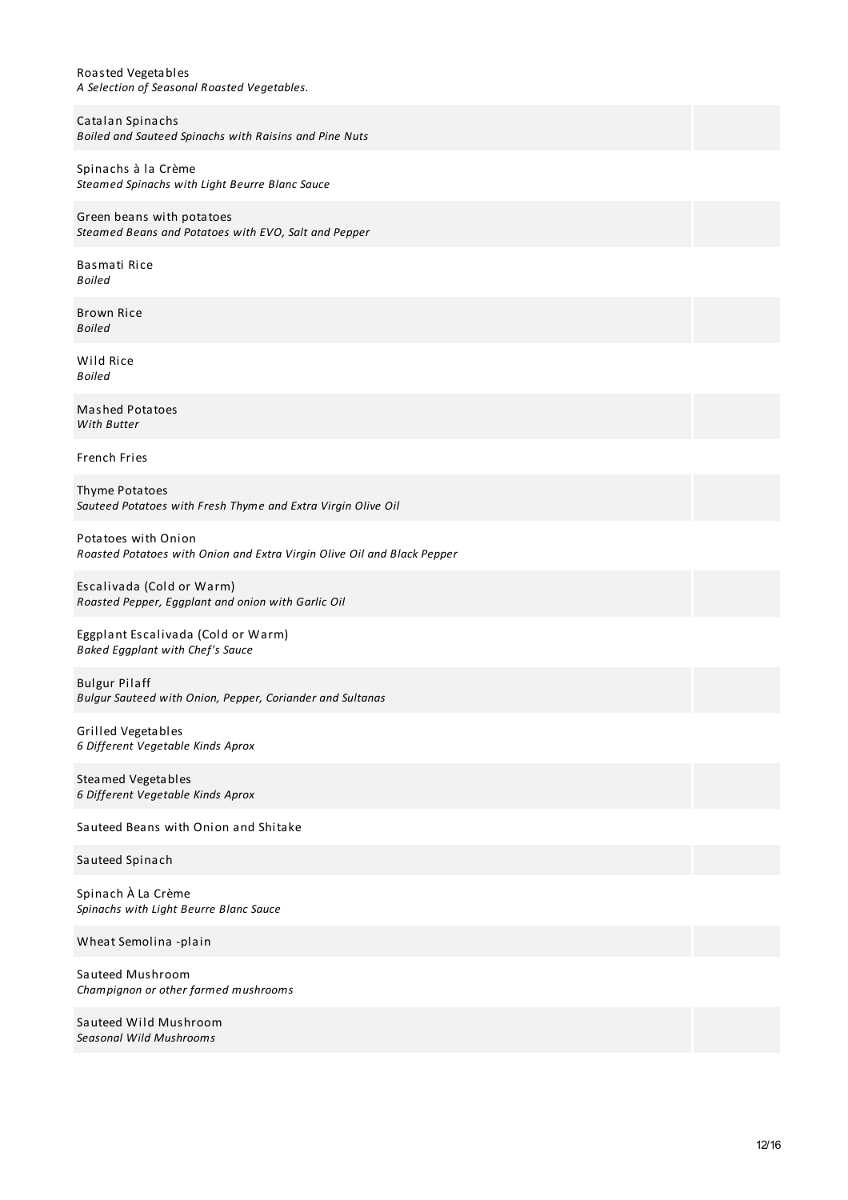Roasted Vegetables
*A Selection of Seasonal Roasted Vegetables.*

Catalan Spinachs
*Boiled and Sauteed Spinachs with Raisins and Pine Nuts*

Spinachs à la Crème
*Steamed Spinachs with Light Beurre Blanc Sauce*

Green beans with potatoes
*Steamed Beans and Potatoes with EVO, Salt and Pepper*

Basmati Rice
*Boiled*

Brown Rice
*Boiled*

Wild Rice
*Boiled*

Mashed Potatoes
*With Butter*

French Fries

Thyme Potatoes
*Sauteed Potatoes with Fresh Thyme and Extra Virgin Olive Oil*

Potatoes with Onion
*Roasted Potatoes with Onion and Extra Virgin Olive Oil and Black Pepper*

Escalivada (Cold or Warm)
*Roasted Pepper, Eggplant and onion with Garlic Oil*

Eggplant Escalivada (Cold or Warm)
*Baked Eggplant with Chef's Sauce*

Bulgur Pilaff
*Bulgur Sauteed with Onion, Pepper, Coriander and Sultanas*

Grilled Vegetables
*6 Different Vegetable Kinds Aprox*

Steamed Vegetables
*6 Different Vegetable Kinds Aprox*

Sauteed Beans with Onion and Shitake

Sauteed Spinach

Spinach À La Crème
*Spinachs with Light Beurre Blanc Sauce*

Wheat Semolina -plain

Sauteed Mushroom
*Champignon or other farmed mushrooms*

Sauteed Wild Mushroom
*Seasonal Wild Mushrooms*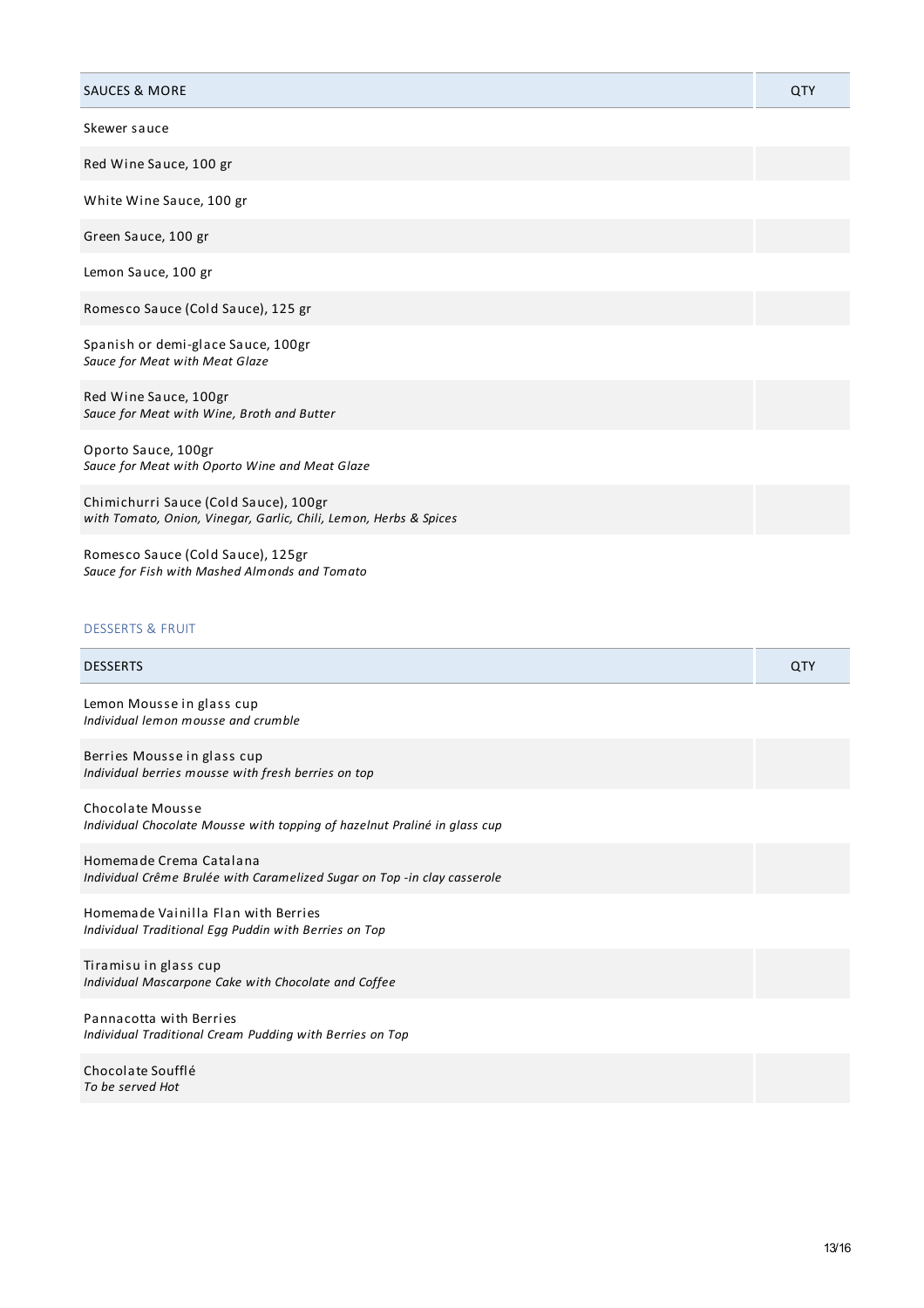| SAUCES & MORE | QTY |
|---|---|
| Skewer sauce | |
| Red Wine Sauce, 100 gr | |
| White Wine Sauce, 100 gr | |
| Green Sauce, 100 gr | |
| Lemon Sauce, 100 gr | |
| Romesco Sauce (Cold Sauce), 125 gr | |
| Spanish or demi-glace Sauce, 100gr<br>*Sauce for Meat with Meat Glaze* | |
| Red Wine Sauce, 100gr<br>*Sauce for Meat with Wine, Broth and Butter* | |
| Oporto Sauce, 100gr<br>*Sauce for Meat with Oporto Wine and Meat Glaze* | |
| Chimichurri Sauce (Cold Sauce), 100gr<br>*with Tomato, Onion, Vinegar, Garlic, Chili, Lemon, Herbs & Spices* | |
| Romesco Sauce (Cold Sauce), 125gr<br>*Sauce for Fish with Mashed Almonds and Tomato* | |

## DESSERTS & FRUIT

| DESSERTS | QTY |
|---|---|
| Lemon Mousse in glass cup<br>*Individual lemon mousse and crumble* | |
| Berries Mousse in glass cup<br>*Individual berries mousse with fresh berries on top* | |
| Chocolate Mousse<br>*Individual Chocolate Mousse with topping of hazelnut Praliné in glass cup* | |
| Homemade Crema Catalana<br>*Individual Crême Brulée with Caramelized Sugar on Top -in clay casserole* | |
| Homemade Vainilla Flan with Berries<br>*Individual Traditional Egg Puddin with Berries on Top* | |
| Tiramisu in glass cup<br>*Individual Mascarpone Cake with Chocolate and Coffee* | |
| Pannacotta with Berries<br>*Individual Traditional Cream Pudding with Berries on Top* | |
| Chocolate Soufflé<br>*To be served Hot* | |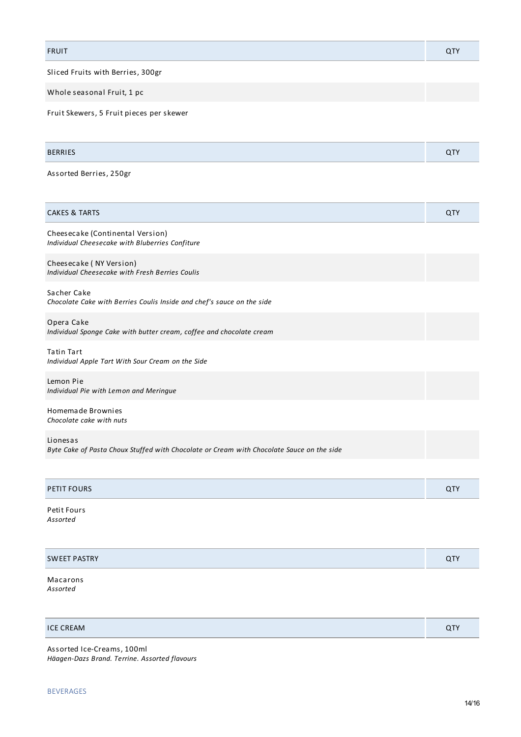| FRUIT | QTY |
| --- | --- |
| Sliced Fruits with Berries, 300gr | |
| Whole seasonal Fruit, 1 pc | |
| Fruit Skewers, 5 Fruit pieces per skewer | |

| BERRIES | QTY |
| --- | --- |
| Assorted Berries, 250gr | |

| CAKES & TARTS | QTY |
| --- | --- |
| Cheesecake (Continental Version)<br>*Individual Cheesecake with Bluberries Confiture* | |
| Cheesecake ( NY Version)<br>*Individual Cheesecake with Fresh Berries Coulis* | |
| Sacher Cake<br>*Chocolate Cake with Berries Coulis Inside and chef's sauce on the side* | |
| Opera Cake<br>*Individual Sponge Cake with butter cream, coffee and chocolate cream* | |
| Tatin Tart<br>*Individual Apple Tart With Sour Cream on the Side* | |
| Lemon Pie<br>*Individual Pie with Lemon and Meringue* | |
| Homemade Brownies<br>*Chocolate cake with nuts* | |
| Lionesas<br>*Byte Cake of Pasta Choux Stuffed with Chocolate or Cream with Chocolate Sauce on the side* | |

| PETIT FOURS | QTY |
| --- | --- |
| Petit Fours<br>*Assorted* | |

| SWEET PASTRY | QTY |
| --- | --- |
| Macarons<br>*Assorted* | |

| ICE CREAM | QTY |
| --- | --- |
| Assorted Ice-Creams, 100ml<br>*Häagen-Dazs Brand. Terrine. Assorted flavours* | |

BEVERAGES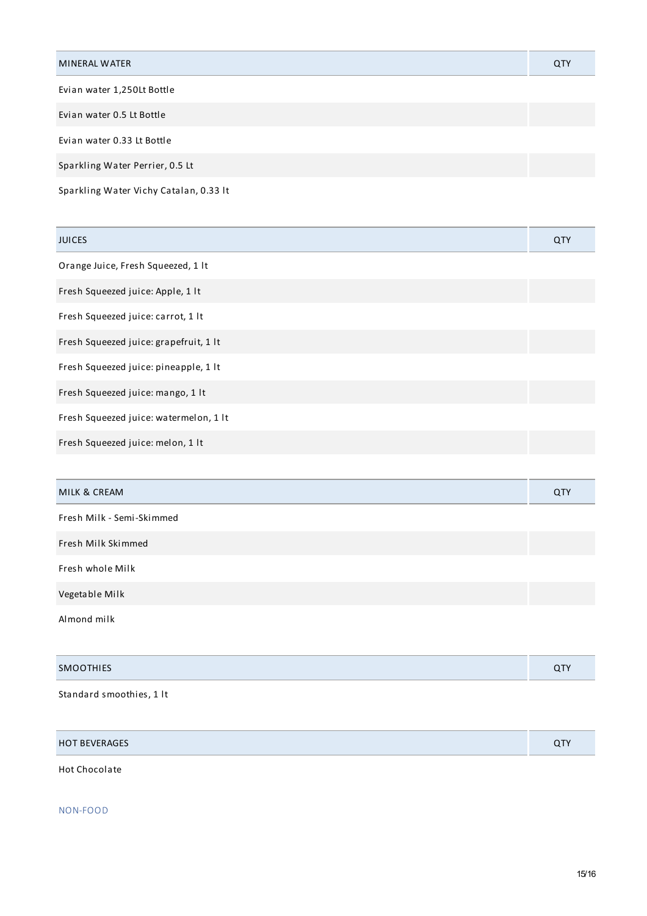| MINERAL WATER | QTY |
| --- | --- |
| Evian water 1,250Lt Bottle | |
| Evian water 0.5 Lt Bottle | |
| Evian water 0.33 Lt Bottle | |
| Sparkling Water Perrier, 0.5 Lt | |
| Sparkling Water Vichy Catalan, 0.33 lt | |

| JUICES | QTY |
| --- | --- |
| Orange Juice, Fresh Squeezed, 1 lt | |
| Fresh Squeezed juice: Apple, 1 lt | |
| Fresh Squeezed juice: carrot, 1 lt | |
| Fresh Squeezed juice: grapefruit, 1 lt | |
| Fresh Squeezed juice: pineapple, 1 lt | |
| Fresh Squeezed juice: mango, 1 lt | |
| Fresh Squeezed juice: watermelon, 1 lt | |
| Fresh Squeezed juice: melon, 1 lt | |

| MILK & CREAM | QTY |
| --- | --- |
| Fresh Milk - Semi-Skimmed | |
| Fresh Milk Skimmed | |
| Fresh whole Milk | |
| Vegetable Milk | |
| Almond milk | |

| SMOOTHIES | QTY |
| --- | --- |
| Standard smoothies, 1 lt | |

| HOT BEVERAGES | QTY |
| --- | --- |
| Hot Chocolate | |

NON-FOOD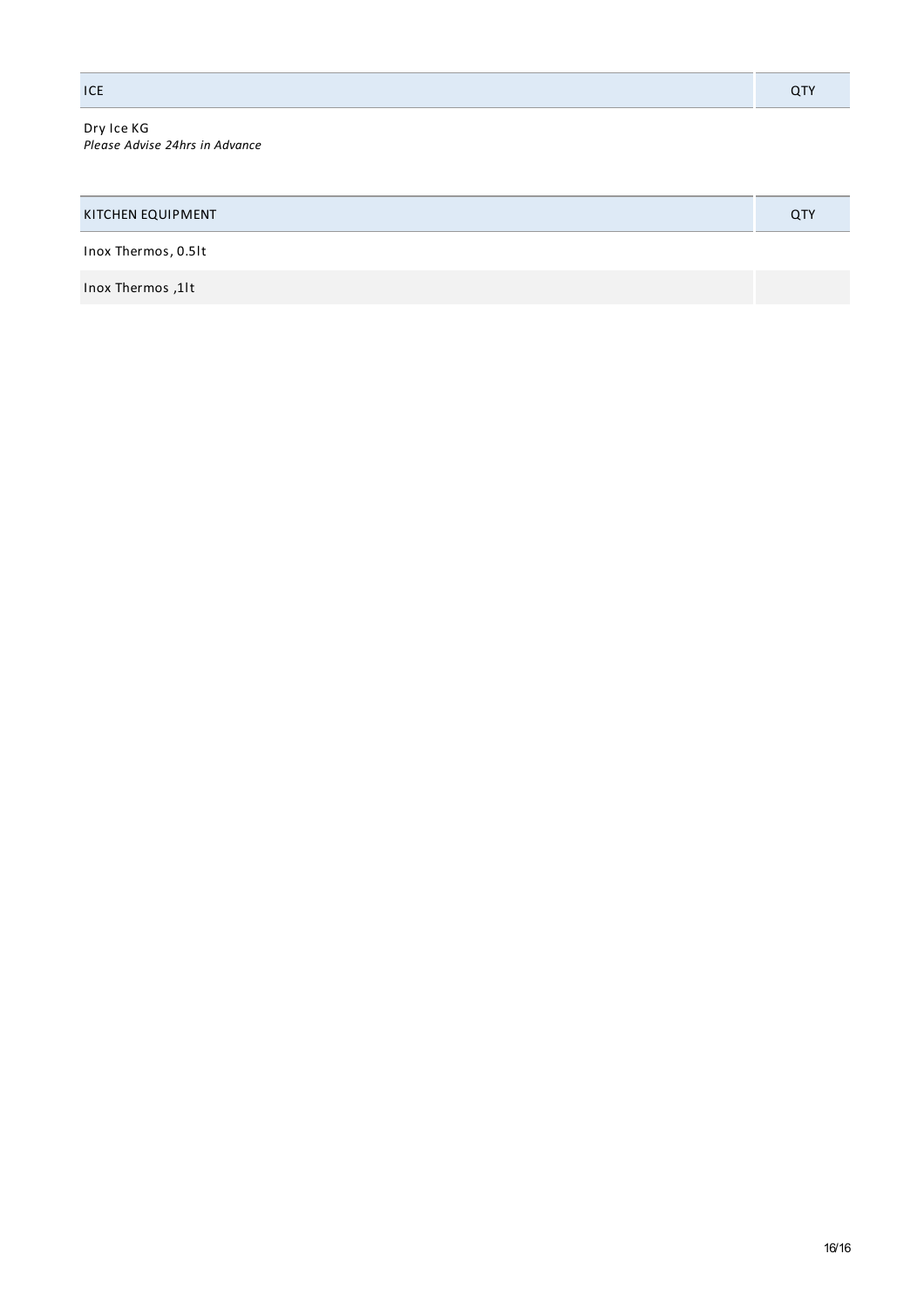| ICE | QTY |
| --- | --- |
| Dry Ice KG<br>*Please Advise 24hrs in Advance* | |

| KITCHEN EQUIPMENT | QTY |
| --- | --- |
| Inox Thermos, 0.5lt | |
| Inox Thermos ,1lt | |